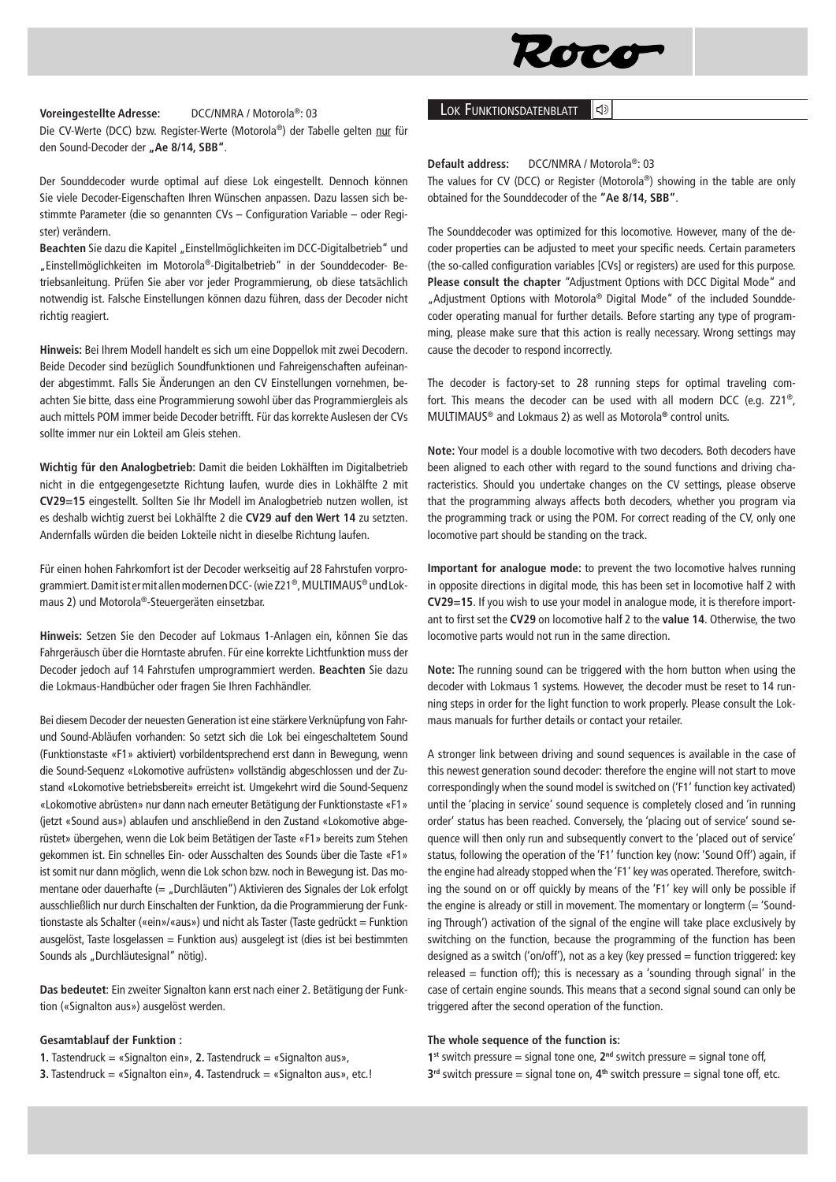**Voreingestellte Adresse:** DCC/NMRA / Motorola®: 03

Die CV-Werte (DCC) bzw. Register-Werte (Motorola®) der Tabelle gelten nur für den Sound-Decoder der **„Ae 8/14, SBB"**.

Der Sounddecoder wurde optimal auf diese Lok eingestellt. Dennoch können Sie viele Decoder-Eigenschaften Ihren Wünschen anpassen. Dazu lassen sich bestimmte Parameter (die so genannten CVs – Configuration Variable – oder Register) verändern.

**Beachten** Sie dazu die Kapitel „Einstellmöglichkeiten im DCC-Digitalbetrieb" und „Einstellmöglichkeiten im Motorola®-Digitalbetrieb" in der Sounddecoder- Betriebsanleitung. Prüfen Sie aber vor jeder Programmierung, ob diese tatsächlich notwendig ist. Falsche Einstellungen können dazu führen, dass der Decoder nicht richtig reagiert.

**Hinweis:** Bei Ihrem Modell handelt es sich um eine Doppellok mit zwei Decodern. Beide Decoder sind bezüglich Soundfunktionen und Fahreigenschaften aufeinander abgestimmt. Falls Sie Änderungen an den CV Einstellungen vornehmen, beachten Sie bitte, dass eine Programmierung sowohl über das Programmiergleis als auch mittels POM immer beide Decoder betrifft. Für das korrekte Auslesen der CVs sollte immer nur ein Lokteil am Gleis stehen.

**Wichtig für den Analogbetrieb:** Damit die beiden Lokhälften im Digitalbetrieb nicht in die entgegengesetzte Richtung laufen, wurde dies in Lokhälfte 2 mit **CV29=15** eingestellt. Sollten Sie Ihr Modell im Analogbetrieb nutzen wollen, ist es deshalb wichtig zuerst bei Lokhälfte 2 die **CV29 auf den Wert 14** zu setzten. Andernfalls würden die beiden Lokteile nicht in dieselbe Richtung laufen.

Für einen hohen Fahrkomfort ist der Decoder werkseitig auf 28 Fahrstufen vorprogrammiert. Damit ist er mit allen modernen DCC- (wie Z21®, MULTIMAUS® und Lokmaus 2) und Motorola®-Steuergeräten einsetzbar.

**Hinweis:** Setzen Sie den Decoder auf Lokmaus 1-Anlagen ein, können Sie das Fahrgeräusch über die Horntaste abrufen. Für eine korrekte Lichtfunktion muss der Decoder jedoch auf 14 Fahrstufen umprogrammiert werden. **Beachten** Sie dazu die Lokmaus-Handbücher oder fragen Sie Ihren Fachhändler.

Bei diesem Decoder der neuesten Generation ist eine stärkere Verknüpfung von Fahr- und Sound-Abläufen vorhanden: So setzt sich die Lok bei eingeschaltetem Sound (Funktionstaste «F1» aktiviert) vorbildentsprechend erst dann in Bewegung, wenn die Sound-Sequenz «Lokomotive aufrüsten» vollständig abgeschlossen und der Zustand «Lokomotive betriebsbereit» erreicht ist. Umgekehrt wird die Sound-Sequenz «Lokomotive abrüsten» nur dann nach erneuter Betätigung der Funktionstaste «F1» (jetzt «Sound aus») ablaufen und anschließend in den Zustand «Lokomotive abgerüstet» übergehen, wenn die Lok beim Betätigen der Taste «F1» bereits zum Stehen gekommen ist. Ein schnelles Ein- oder Ausschalten des Sounds über die Taste «F1» ist somit nur dann möglich, wenn die Lok schon bzw. noch in Bewegung ist. Das momentane oder dauerhafte (= „Durchläuten") Aktivieren des Signales der Lok erfolgt ausschließlich nur durch Einschalten der Funktion, da die Programmierung der Funktionstaste als Schalter («ein»/«aus») und nicht als Taster (Taste gedrückt = Funktion ausgelöst, Taste losgelassen = Funktion aus) ausgelegt ist (dies ist bei bestimmten Sounds als „Durchläutesignal" nötig).

**Das bedeutet**: Ein zweiter Signalton kann erst nach einer 2. Betätigung der Funktion («Signalton aus») ausgelöst werden.

**Gesamtablauf der Funktion :**

**1.** Tastendruck = «Signalton ein», **2.** Tastendruck = «Signalton aus»,
**3.** Tastendruck = «Signalton ein», **4.** Tastendruck = «Signalton aus», etc.!

## Lok Funktionsdatenblatt

**Default address:** DCC/NMRA / Motorola®: 03

The values for CV (DCC) or Register (Motorola®) showing in the table are only obtained for the Sounddecoder of the **"Ae 8/14, SBB"**.

The Sounddecoder was optimized for this locomotive. However, many of the decoder properties can be adjusted to meet your specific needs. Certain parameters (the so-called configuration variables [CVs] or registers) are used for this purpose. **Please consult the chapter** "Adjustment Options with DCC Digital Mode" and „Adjustment Options with Motorola® Digital Mode" of the included Sounddecoder operating manual for further details. Before starting any type of programming, please make sure that this action is really necessary. Wrong settings may cause the decoder to respond incorrectly.

The decoder is factory-set to 28 running steps for optimal traveling comfort. This means the decoder can be used with all modern DCC (e.g. Z21®, MULTIMAUS® and Lokmaus 2) as well as Motorola® control units.

**Note:** Your model is a double locomotive with two decoders. Both decoders have been aligned to each other with regard to the sound functions and driving characteristics. Should you undertake changes on the CV settings, please observe that the programming always affects both decoders, whether you program via the programming track or using the POM. For correct reading of the CV, only one locomotive part should be standing on the track.

**Important for analogue mode:** to prevent the two locomotive halves running in opposite directions in digital mode, this has been set in locomotive half 2 with **CV29=15**. If you wish to use your model in analogue mode, it is therefore important to first set the **CV29** on locomotive half 2 to the **value 14**. Otherwise, the two locomotive parts would not run in the same direction.

**Note:** The running sound can be triggered with the horn button when using the decoder with Lokmaus 1 systems. However, the decoder must be reset to 14 running steps in order for the light function to work properly. Please consult the Lokmaus manuals for further details or contact your retailer.

A stronger link between driving and sound sequences is available in the case of this newest generation sound decoder: therefore the engine will not start to move correspondingly when the sound model is switched on ('F1' function key activated) until the 'placing in service' sound sequence is completely closed and 'in running order' status has been reached. Conversely, the 'placing out of service' sound sequence will then only run and subsequently convert to the 'placed out of service' status, following the operation of the 'F1' function key (now: 'Sound Off') again, if the engine had already stopped when the 'F1' key was operated. Therefore, switching the sound on or off quickly by means of the 'F1' key will only be possible if the engine is already or still in movement. The momentary or longterm (= 'Sounding Through') activation of the signal of the engine will take place exclusively by switching on the function, because the programming of the function has been designed as a switch ('on/off'), not as a key (key pressed = function triggered: key released = function off); this is necessary as a 'sounding through signal' in the case of certain engine sounds. This means that a second signal sound can only be triggered after the second operation of the function.

**The whole sequence of the function is:**

**1st** switch pressure = signal tone one, **2nd** switch pressure = signal tone off,
**3rd** switch pressure = signal tone on, **4th** switch pressure = signal tone off, etc.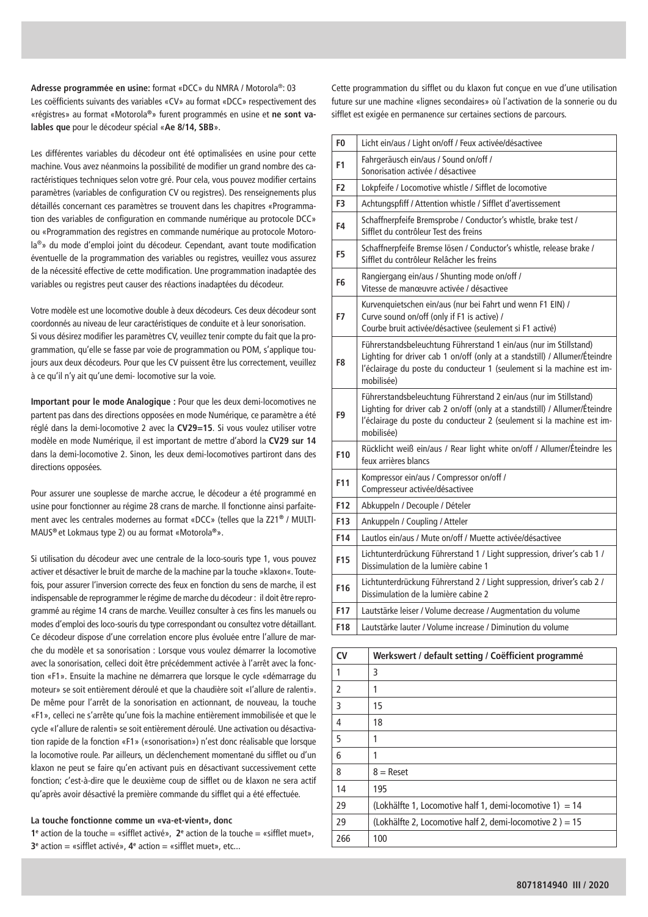**Adresse programmée en usine:** format «DCC» du NMRA / Motorola®: 03
Les coëfficients suivants des variables «CV» au format «DCC» respectivement des «régistres» au format «Motorola®» furent programmés en usine et **ne sont valables que** pour le décodeur spécial «**Ae 8/14, SBB**».

Les différentes variables du décodeur ont été optimalisées en usine pour cette machine. Vous avez néanmoins la possibilité de modifier un grand nombre des caractéristiques techniques selon votre gré. Pour cela, vous pouvez modifier certains paramètres (variables de configuration CV ou registres). Des renseignements plus détaillés concernant ces paramètres se trouvent dans les chapitres «Programmation des variables de configuration en commande numérique au protocole DCC» ou «Programmation des registres en commande numérique au protocole Motorola®» du mode d'emploi joint du décodeur. Cependant, avant toute modification éventuelle de la programmation des variables ou registres, veuillez vous assurez de la nécessité effective de cette modification. Une programmation inadaptée des variables ou registres peut causer des réactions inadaptées du décodeur.

Votre modèle est une locomotive double à deux décodeurs. Ces deux décodeur sont coordonnés au niveau de leur caractéristiques de conduite et à leur sonorisation.
Si vous désirez modifier les paramètres CV, veuillez tenir compte du fait que la programmation, qu'elle se fasse par voie de programmation ou POM, s'applique toujours aux deux décodeurs. Pour que les CV puissent être lus correctement, veuillez à ce qu'il n'y ait qu'une demi- locomotive sur la voie.

**Important pour le mode Analogique :** Pour que les deux demi-locomotives ne partent pas dans des directions opposées en mode Numérique, ce paramètre a été réglé dans la demi-locomotive 2 avec la **CV29=15**. Si vous voulez utiliser votre modèle en mode Numérique, il est important de mettre d'abord la **CV29 sur 14** dans la demi-locomotive 2. Sinon, les deux demi-locomotives partiront dans des directions opposées.

Pour assurer une souplesse de marche accrue, le décodeur a été programmé en usine pour fonctionner au régime 28 crans de marche. Il fonctionne ainsi parfaitement avec les centrales modernes au format «DCC» (telles que la Z21® / MULTIMAUS® et Lokmaus type 2) ou au format «Motorola®».

Si utilisation du décodeur avec une centrale de la loco-souris type 1, vous pouvez activer et désactiver le bruit de marche de la machine par la touche »klaxon«. Toutefois, pour assurer l'inversion correcte des feux en fonction du sens de marche, il est indispensable de reprogrammer le régime de marche du décodeur : il doit être reprogrammé au régime 14 crans de marche. Veuillez consulter à ces fins les manuels ou modes d'emploi des loco-souris du type correspondant ou consultez votre détaillant.
Ce décodeur dispose d'une correlation encore plus évoluée entre l'allure de marche du modèle et sa sonorisation : Lorsque vous voulez démarrer la locomotive avec la sonorisation, celleci doit être précédemment activée à l'arrêt avec la fonction «F1». Ensuite la machine ne démarrera que lorsque le cycle «démarrage du moteur» se soit entièrement déroulé et que la chaudière soit «l'allure de ralenti». De même pour l'arrêt de la sonorisation en actionnant, de nouveau, la touche «F1», celleci ne s'arrête qu'une fois la machine entièrement immobilisée et que le cycle «l'allure de ralenti» se soit entièrement déroulé. Une activation ou désactivation rapide de la fonction «F1» («sonorisation») n'est donc réalisable que lorsque la locomotive roule. Par ailleurs, un déclenchement momentané du sifflet ou d'un klaxon ne peut se faire qu'en activant puis en désactivant successivement cette fonction; c'est-à-dire que le deuxième coup de sifflet ou de klaxon ne sera actif qu'après avoir désactivé la première commande du sifflet qui a été effectuée.

**La touche fonctionne comme un «va-et-vient», donc**
**1**e action de la touche = «sifflet activé», **2**e action de la touche = «sifflet muet», **3**e action = «sifflet activé», **4**e action = «sifflet muet», etc...

Cette programmation du sifflet ou du klaxon fut conçue en vue d'une utilisation future sur une machine «lignes secondaires» où l'activation de la sonnerie ou du sifflet est exigée en permanence sur certaines sections de parcours.

| | |
|---|---|
| **F0** | Licht ein/aus / Light on/off / Feux activée/désactivee |
| **F1** | Fahrgeräusch ein/aus / Sound on/off / Sonorisation activée / désactivee |
| **F2** | Lokpfeife / Locomotive whistle / Sifflet de locomotive |
| **F3** | Achtungspfiff / Attention whistle / Sifflet d'avertissement |
| **F4** | Schaffnerpfeife Bremsprobe / Conductor's whistle, brake test / Sifflet du contrôleur Test des freins |
| **F5** | Schaffnerpfeife Bremse lösen / Conductor's whistle, release brake / Sifflet du contrôleur Relâcher les freins |
| **F6** | Rangiergang ein/aus / Shunting mode on/off / Vitesse de manœuvre activée / désactivee |
| **F7** | Kurvenquietschen ein/aus (nur bei Fahrt und wenn F1 EIN) / Curve sound on/off (only if F1 is active) / Courbe bruit activée/désactivee (seulement si F1 activé) |
| **F8** | Führerstandsbeleuchtung Führerstand 1 ein/aus (nur im Stillstand) Lighting for driver cab 1 on/off (only at a standstill) / Allumer/Éteindre l'éclairage du poste du conducteur 1 (seulement si la machine est immobilisée) |
| **F9** | Führerstandsbeleuchtung Führerstand 2 ein/aus (nur im Stillstand) Lighting for driver cab 2 on/off (only at a standstill) / Allumer/Éteindre l'éclairage du poste du conducteur 2 (seulement si la machine est immobilisée) |
| **F10** | Rücklicht weiß ein/aus / Rear light white on/off / Allumer/Éteindre les feux arrières blancs |
| **F11** | Kompressor ein/aus / Compressor on/off / Compresseur activée/désactivee |
| **F12** | Abkuppeln / Decouple / Dételer |
| **F13** | Ankuppeln / Coupling / Atteler |
| **F14** | Lautlos ein/aus / Mute on/off / Muette activée/désactivee |
| **F15** | Lichtunterdrückung Führerstand 1 / Light suppression, driver's cab 1 / Dissimulation de la lumière cabine 1 |
| **F16** | Lichtunterdrückung Führerstand 2 / Light suppression, driver's cab 2 / Dissimulation de la lumière cabine 2 |
| **F17** | Lautstärke leiser / Volume decrease / Augmentation du volume |
| **F18** | Lautstärke lauter / Volume increase / Diminution du volume |

| **CV** | **Werkswert / default setting / Coëfficient programmé** |
|---|---|
| 1 | 3 |
| 2 | 1 |
| 3 | 15 |
| 4 | 18 |
| 5 | 1 |
| 6 | 1 |
| 8 | 8 = Reset |
| 14 | 195 |
| 29 | (Lokhälfte 1, Locomotive half 1, demi-locomotive 1) = 14 |
| 29 | (Lokhälfte 2, Locomotive half 2, demi-locomotive 2 ) = 15 |
| 266 | 100 |

**8071814940 III / 2020**